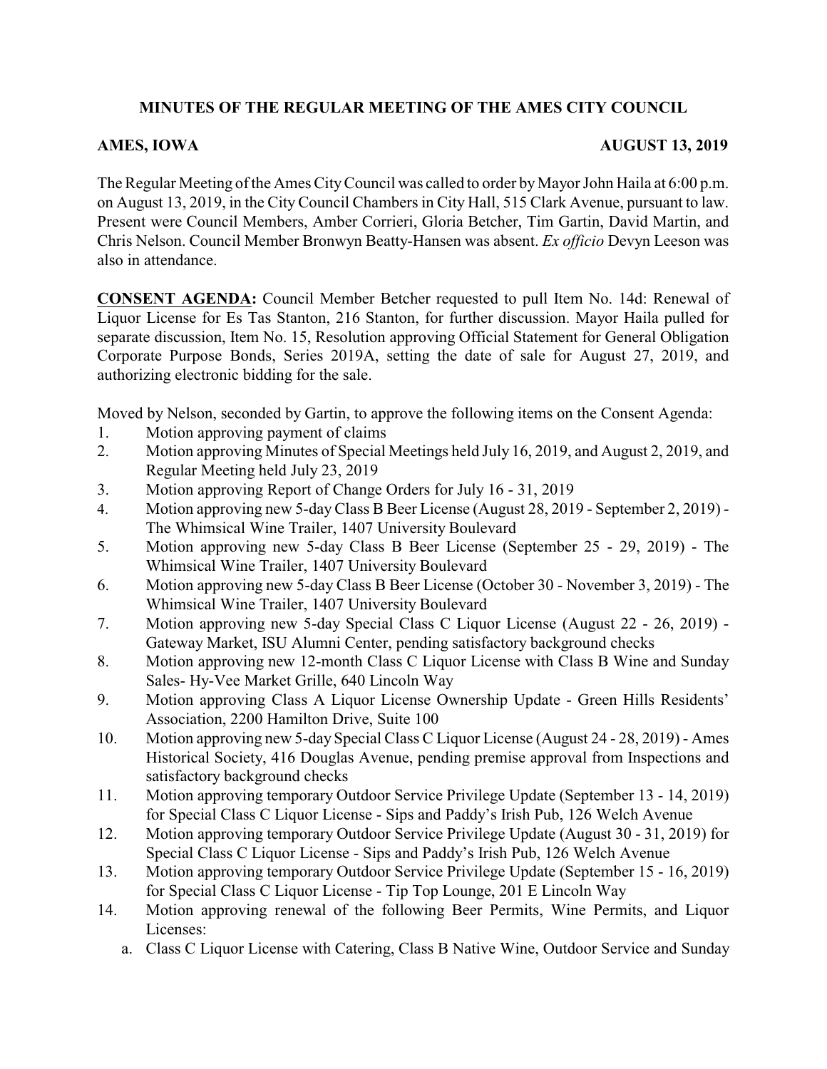# MINUTES OF THE REGULAR MEETING OF THE AMES CITY COUNCIL

**AMES, IOWA** **AUGUST 13, 2019**

The Regular Meeting of the Ames City Council was called to order by Mayor John Haila at 6:00 p.m. on August 13, 2019, in the City Council Chambers in City Hall, 515 Clark Avenue, pursuant to law. Present were Council Members, Amber Corrieri, Gloria Betcher, Tim Gartin, David Martin, and Chris Nelson. Council Member Bronwyn Beatty-Hansen was absent. *Ex officio* Devyn Leeson was also in attendance.

**CONSENT AGENDA:** Council Member Betcher requested to pull Item No. 14d: Renewal of Liquor License for Es Tas Stanton, 216 Stanton, for further discussion. Mayor Haila pulled for separate discussion, Item No. 15, Resolution approving Official Statement for General Obligation Corporate Purpose Bonds, Series 2019A, setting the date of sale for August 27, 2019, and authorizing electronic bidding for the sale.

Moved by Nelson, seconded by Gartin, to approve the following items on the Consent Agenda:

1. Motion approving payment of claims
2. Motion approving Minutes of Special Meetings held July 16, 2019, and August 2, 2019, and Regular Meeting held July 23, 2019
3. Motion approving Report of Change Orders for July 16 - 31, 2019
4. Motion approving new 5-day Class B Beer License (August 28, 2019 - September 2, 2019) - The Whimsical Wine Trailer, 1407 University Boulevard
5. Motion approving new 5-day Class B Beer License (September 25 - 29, 2019) - The Whimsical Wine Trailer, 1407 University Boulevard
6. Motion approving new 5-day Class B Beer License (October 30 - November 3, 2019) - The Whimsical Wine Trailer, 1407 University Boulevard
7. Motion approving new 5-day Special Class C Liquor License (August 22 - 26, 2019) - Gateway Market, ISU Alumni Center, pending satisfactory background checks
8. Motion approving new 12-month Class C Liquor License with Class B Wine and Sunday Sales- Hy-Vee Market Grille, 640 Lincoln Way
9. Motion approving Class A Liquor License Ownership Update - Green Hills Residents' Association, 2200 Hamilton Drive, Suite 100
10. Motion approving new 5-day Special Class C Liquor License (August 24 - 28, 2019) - Ames Historical Society, 416 Douglas Avenue, pending premise approval from Inspections and satisfactory background checks
11. Motion approving temporary Outdoor Service Privilege Update (September 13 - 14, 2019) for Special Class C Liquor License - Sips and Paddy's Irish Pub, 126 Welch Avenue
12. Motion approving temporary Outdoor Service Privilege Update (August 30 - 31, 2019) for Special Class C Liquor License - Sips and Paddy's Irish Pub, 126 Welch Avenue
13. Motion approving temporary Outdoor Service Privilege Update (September 15 - 16, 2019) for Special Class C Liquor License - Tip Top Lounge, 201 E Lincoln Way
14. Motion approving renewal of the following Beer Permits, Wine Permits, and Liquor Licenses:
    a. Class C Liquor License with Catering, Class B Native Wine, Outdoor Service and Sunday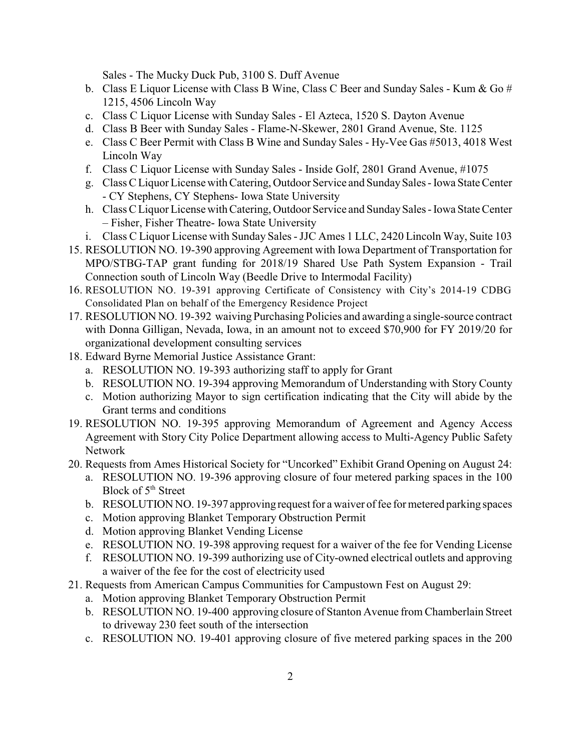Sales - The Mucky Duck Pub, 3100 S. Duff Avenue

   b. Class E Liquor License with Class B Wine, Class C Beer and Sunday Sales - Kum & Go # 1215, 4506 Lincoln Way
   c. Class C Liquor License with Sunday Sales - El Azteca, 1520 S. Dayton Avenue
   d. Class B Beer with Sunday Sales - Flame-N-Skewer, 2801 Grand Avenue, Ste. 1125
   e. Class C Beer Permit with Class B Wine and Sunday Sales - Hy-Vee Gas #5013, 4018 West Lincoln Way
   f. Class C Liquor License with Sunday Sales - Inside Golf, 2801 Grand Avenue, #1075
   g. Class C Liquor License with Catering, Outdoor Service and Sunday Sales - Iowa State Center - CY Stephens, CY Stephens- Iowa State University
   h. Class C Liquor License with Catering, Outdoor Service and Sunday Sales - Iowa State Center – Fisher, Fisher Theatre- Iowa State University
   i. Class C Liquor License with Sunday Sales - JJC Ames 1 LLC, 2420 Lincoln Way, Suite 103

15. RESOLUTION NO. 19-390 approving Agreement with Iowa Department of Transportation for MPO/STBG-TAP grant funding for 2018/19 Shared Use Path System Expansion - Trail Connection south of Lincoln Way (Beedle Drive to Intermodal Facility)
16. RESOLUTION NO. 19-391 approving Certificate of Consistency with City's 2014-19 CDBG Consolidated Plan on behalf of the Emergency Residence Project
17. RESOLUTION NO. 19-392 waiving Purchasing Policies and awarding a single-source contract with Donna Gilligan, Nevada, Iowa, in an amount not to exceed $70,900 for FY 2019/20 for organizational development consulting services
18. Edward Byrne Memorial Justice Assistance Grant:
   a. RESOLUTION NO. 19-393 authorizing staff to apply for Grant
   b. RESOLUTION NO. 19-394 approving Memorandum of Understanding with Story County
   c. Motion authorizing Mayor to sign certification indicating that the City will abide by the Grant terms and conditions
19. RESOLUTION NO. 19-395 approving Memorandum of Agreement and Agency Access Agreement with Story City Police Department allowing access to Multi-Agency Public Safety Network
20. Requests from Ames Historical Society for "Uncorked" Exhibit Grand Opening on August 24:
   a. RESOLUTION NO. 19-396 approving closure of four metered parking spaces in the 100 Block of 5th Street
   b. RESOLUTION NO. 19-397 approving request for a waiver of fee for metered parking spaces
   c. Motion approving Blanket Temporary Obstruction Permit
   d. Motion approving Blanket Vending License
   e. RESOLUTION NO. 19-398 approving request for a waiver of the fee for Vending License
   f. RESOLUTION NO. 19-399 authorizing use of City-owned electrical outlets and approving a waiver of the fee for the cost of electricity used
21. Requests from American Campus Communities for Campustown Fest on August 29:
   a. Motion approving Blanket Temporary Obstruction Permit
   b. RESOLUTION NO. 19-400 approving closure of Stanton Avenue from Chamberlain Street to driveway 230 feet south of the intersection
   c. RESOLUTION NO. 19-401 approving closure of five metered parking spaces in the 200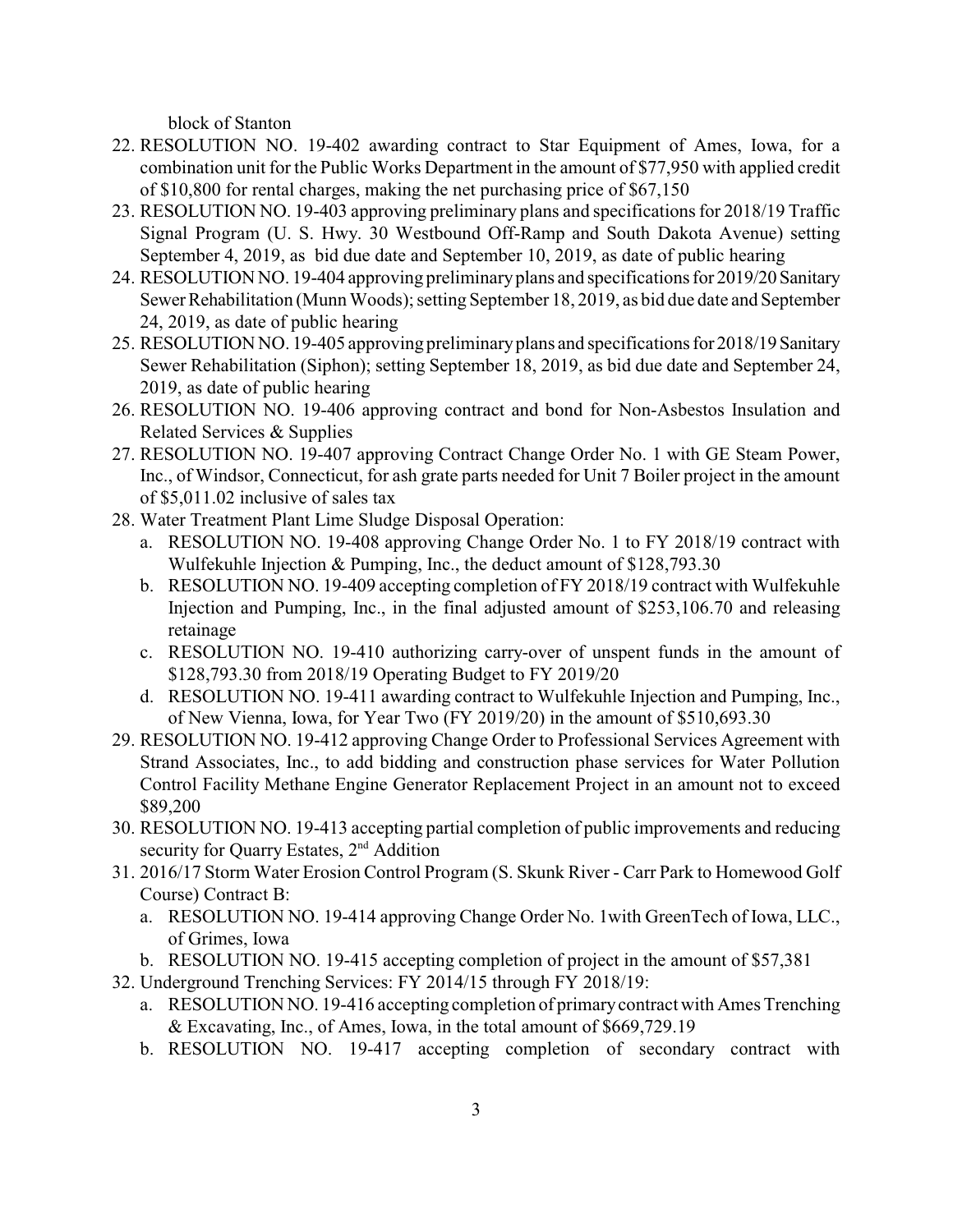block of Stanton

22. RESOLUTION NO. 19-402 awarding contract to Star Equipment of Ames, Iowa, for a combination unit for the Public Works Department in the amount of $77,950 with applied credit of $10,800 for rental charges, making the net purchasing price of $67,150
23. RESOLUTION NO. 19-403 approving preliminary plans and specifications for 2018/19 Traffic Signal Program (U. S. Hwy. 30 Westbound Off-Ramp and South Dakota Avenue) setting September 4, 2019, as bid due date and September 10, 2019, as date of public hearing
24. RESOLUTION NO. 19-404 approving preliminary plans and specifications for 2019/20 Sanitary Sewer Rehabilitation (Munn Woods); setting September 18, 2019, as bid due date and September 24, 2019, as date of public hearing
25. RESOLUTION NO. 19-405 approving preliminary plans and specifications for 2018/19 Sanitary Sewer Rehabilitation (Siphon); setting September 18, 2019, as bid due date and September 24, 2019, as date of public hearing
26. RESOLUTION NO. 19-406 approving contract and bond for Non-Asbestos Insulation and Related Services & Supplies
27. RESOLUTION NO. 19-407 approving Contract Change Order No. 1 with GE Steam Power, Inc., of Windsor, Connecticut, for ash grate parts needed for Unit 7 Boiler project in the amount of $5,011.02 inclusive of sales tax
28. Water Treatment Plant Lime Sludge Disposal Operation:
    a. RESOLUTION NO. 19-408 approving Change Order No. 1 to FY 2018/19 contract with Wulfekuhle Injection & Pumping, Inc., the deduct amount of $128,793.30
    b. RESOLUTION NO. 19-409 accepting completion of FY 2018/19 contract with Wulfekuhle Injection and Pumping, Inc., in the final adjusted amount of $253,106.70 and releasing retainage
    c. RESOLUTION NO. 19-410 authorizing carry-over of unspent funds in the amount of $128,793.30 from 2018/19 Operating Budget to FY 2019/20
    d. RESOLUTION NO. 19-411 awarding contract to Wulfekuhle Injection and Pumping, Inc., of New Vienna, Iowa, for Year Two (FY 2019/20) in the amount of $510,693.30
29. RESOLUTION NO. 19-412 approving Change Order to Professional Services Agreement with Strand Associates, Inc., to add bidding and construction phase services for Water Pollution Control Facility Methane Engine Generator Replacement Project in an amount not to exceed $89,200
30. RESOLUTION NO. 19-413 accepting partial completion of public improvements and reducing security for Quarry Estates, 2nd Addition
31. 2016/17 Storm Water Erosion Control Program (S. Skunk River - Carr Park to Homewood Golf Course) Contract B:
    a. RESOLUTION NO. 19-414 approving Change Order No. 1with GreenTech of Iowa, LLC., of Grimes, Iowa
    b. RESOLUTION NO. 19-415 accepting completion of project in the amount of $57,381
32. Underground Trenching Services: FY 2014/15 through FY 2018/19:
    a. RESOLUTION NO. 19-416 accepting completion of primary contract with Ames Trenching & Excavating, Inc., of Ames, Iowa, in the total amount of $669,729.19
    b. RESOLUTION NO. 19-417 accepting completion of secondary contract with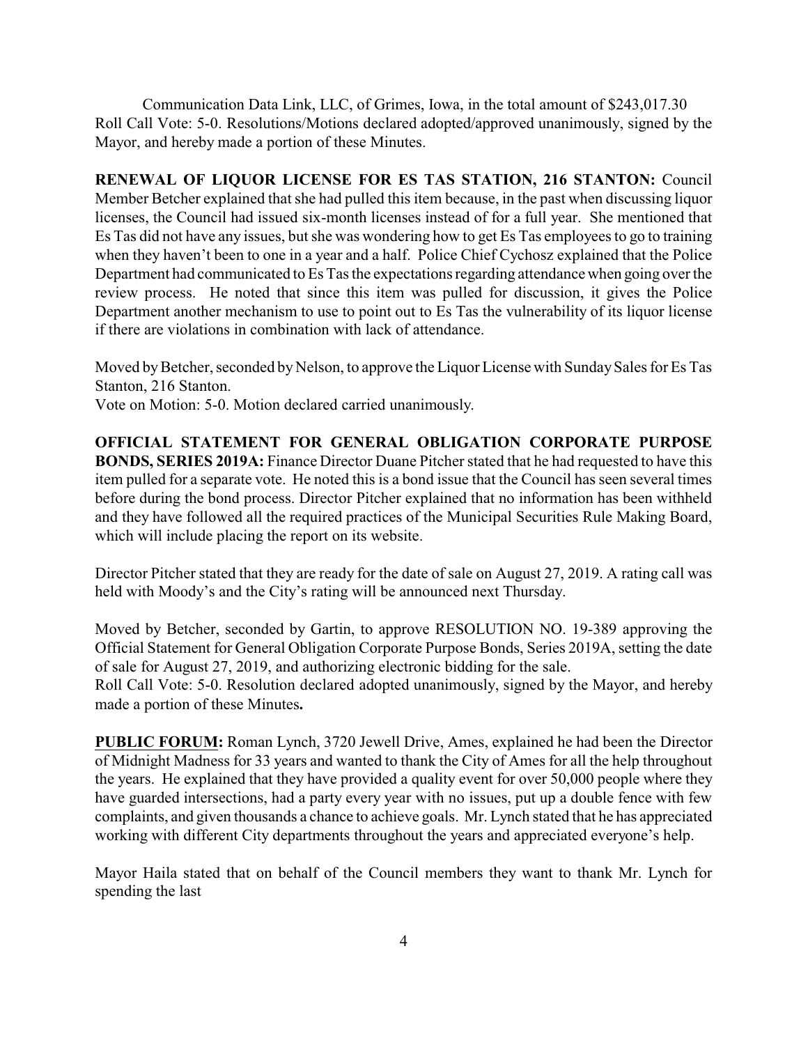Communication Data Link, LLC, of Grimes, Iowa, in the total amount of $243,017.30
Roll Call Vote: 5-0. Resolutions/Motions declared adopted/approved unanimously, signed by the Mayor, and hereby made a portion of these Minutes.

**RENEWAL OF LIQUOR LICENSE FOR ES TAS STATION, 216 STANTON:** Council Member Betcher explained that she had pulled this item because, in the past when discussing liquor licenses, the Council had issued six-month licenses instead of for a full year. She mentioned that Es Tas did not have any issues, but she was wondering how to get Es Tas employees to go to training when they haven't been to one in a year and a half. Police Chief Cychosz explained that the Police Department had communicated to Es Tas the expectations regarding attendance when going over the review process. He noted that since this item was pulled for discussion, it gives the Police Department another mechanism to use to point out to Es Tas the vulnerability of its liquor license if there are violations in combination with lack of attendance.

Moved by Betcher, seconded by Nelson, to approve the Liquor License with Sunday Sales for Es Tas Stanton, 216 Stanton.
Vote on Motion: 5-0. Motion declared carried unanimously.

**OFFICIAL STATEMENT FOR GENERAL OBLIGATION CORPORATE PURPOSE BONDS, SERIES 2019A:** Finance Director Duane Pitcher stated that he had requested to have this item pulled for a separate vote. He noted this is a bond issue that the Council has seen several times before during the bond process. Director Pitcher explained that no information has been withheld and they have followed all the required practices of the Municipal Securities Rule Making Board, which will include placing the report on its website.

Director Pitcher stated that they are ready for the date of sale on August 27, 2019. A rating call was held with Moody's and the City's rating will be announced next Thursday.

Moved by Betcher, seconded by Gartin, to approve RESOLUTION NO. 19-389 approving the Official Statement for General Obligation Corporate Purpose Bonds, Series 2019A, setting the date of sale for August 27, 2019, and authorizing electronic bidding for the sale.
Roll Call Vote: 5-0. Resolution declared adopted unanimously, signed by the Mayor, and hereby made a portion of these Minutes.

**PUBLIC FORUM:** Roman Lynch, 3720 Jewell Drive, Ames, explained he had been the Director of Midnight Madness for 33 years and wanted to thank the City of Ames for all the help throughout the years. He explained that they have provided a quality event for over 50,000 people where they have guarded intersections, had a party every year with no issues, put up a double fence with few complaints, and given thousands a chance to achieve goals. Mr. Lynch stated that he has appreciated working with different City departments throughout the years and appreciated everyone's help.

Mayor Haila stated that on behalf of the Council members they want to thank Mr. Lynch for spending the last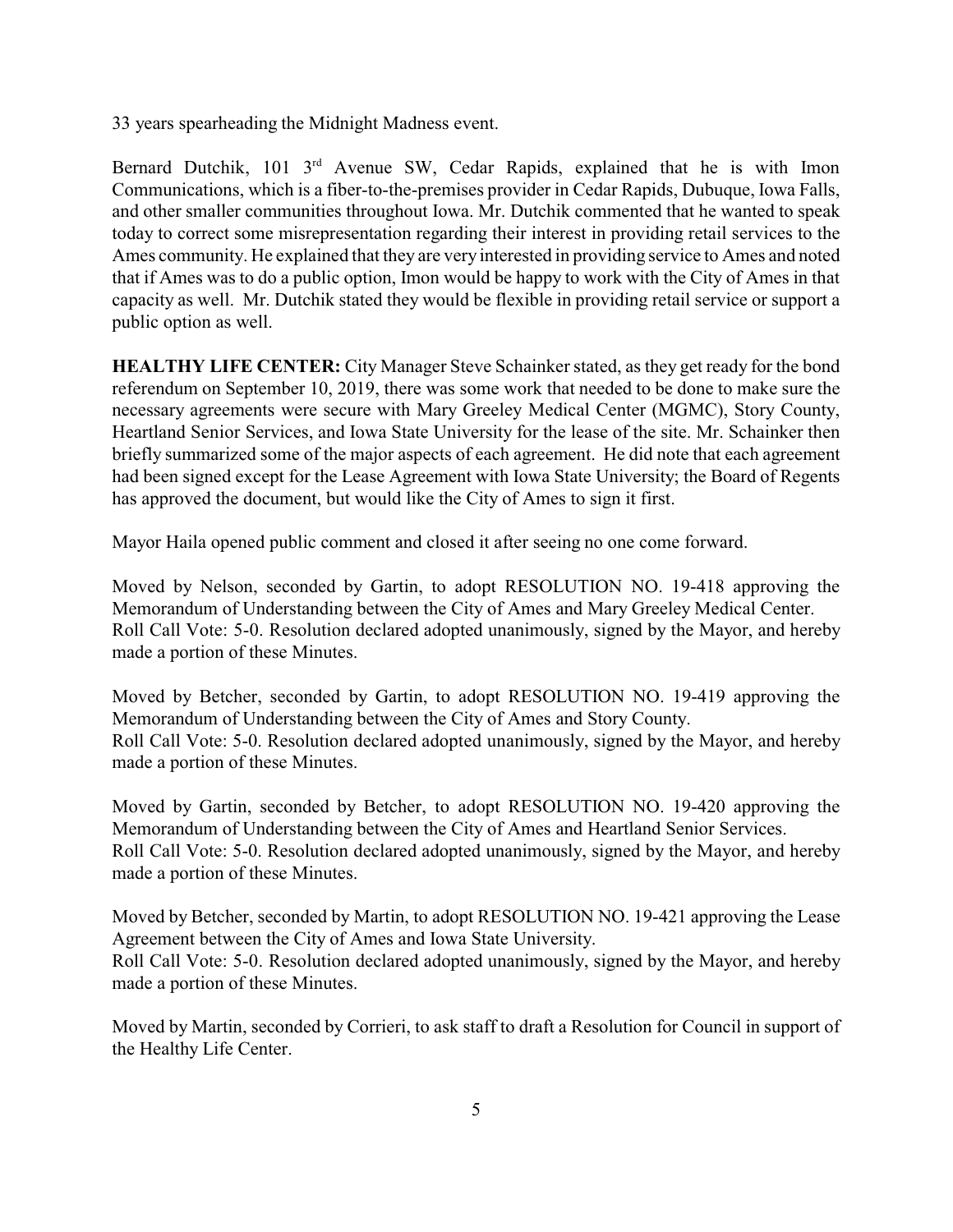33 years spearheading the Midnight Madness event.

Bernard Dutchik, 101 3rd Avenue SW, Cedar Rapids, explained that he is with Imon Communications, which is a fiber-to-the-premises provider in Cedar Rapids, Dubuque, Iowa Falls, and other smaller communities throughout Iowa. Mr. Dutchik commented that he wanted to speak today to correct some misrepresentation regarding their interest in providing retail services to the Ames community. He explained that they are very interested in providing service to Ames and noted that if Ames was to do a public option, Imon would be happy to work with the City of Ames in that capacity as well. Mr. Dutchik stated they would be flexible in providing retail service or support a public option as well.

**HEALTHY LIFE CENTER:** City Manager Steve Schainker stated, as they get ready for the bond referendum on September 10, 2019, there was some work that needed to be done to make sure the necessary agreements were secure with Mary Greeley Medical Center (MGMC), Story County, Heartland Senior Services, and Iowa State University for the lease of the site. Mr. Schainker then briefly summarized some of the major aspects of each agreement. He did note that each agreement had been signed except for the Lease Agreement with Iowa State University; the Board of Regents has approved the document, but would like the City of Ames to sign it first.

Mayor Haila opened public comment and closed it after seeing no one come forward.

Moved by Nelson, seconded by Gartin, to adopt RESOLUTION NO. 19-418 approving the Memorandum of Understanding between the City of Ames and Mary Greeley Medical Center.
Roll Call Vote: 5-0. Resolution declared adopted unanimously, signed by the Mayor, and hereby made a portion of these Minutes.

Moved by Betcher, seconded by Gartin, to adopt RESOLUTION NO. 19-419 approving the Memorandum of Understanding between the City of Ames and Story County.
Roll Call Vote: 5-0. Resolution declared adopted unanimously, signed by the Mayor, and hereby made a portion of these Minutes.

Moved by Gartin, seconded by Betcher, to adopt RESOLUTION NO. 19-420 approving the Memorandum of Understanding between the City of Ames and Heartland Senior Services.
Roll Call Vote: 5-0. Resolution declared adopted unanimously, signed by the Mayor, and hereby made a portion of these Minutes.

Moved by Betcher, seconded by Martin, to adopt RESOLUTION NO. 19-421 approving the Lease Agreement between the City of Ames and Iowa State University.
Roll Call Vote: 5-0. Resolution declared adopted unanimously, signed by the Mayor, and hereby made a portion of these Minutes.

Moved by Martin, seconded by Corrieri, to ask staff to draft a Resolution for Council in support of the Healthy Life Center.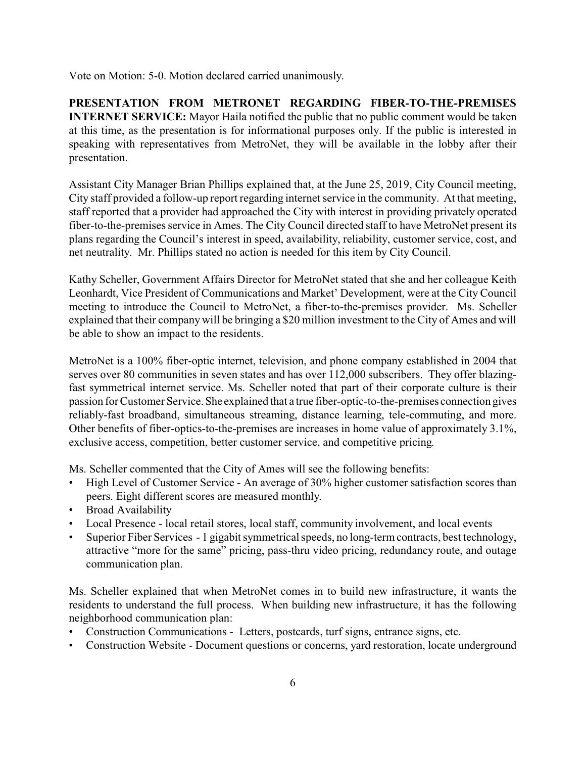Vote on Motion: 5-0. Motion declared carried unanimously.

**PRESENTATION FROM METRONET REGARDING FIBER-TO-THE-PREMISES INTERNET SERVICE:** Mayor Haila notified the public that no public comment would be taken at this time, as the presentation is for informational purposes only. If the public is interested in speaking with representatives from MetroNet, they will be available in the lobby after their presentation.

Assistant City Manager Brian Phillips explained that, at the June 25, 2019, City Council meeting, City staff provided a follow-up report regarding internet service in the community. At that meeting, staff reported that a provider had approached the City with interest in providing privately operated fiber-to-the-premises service in Ames. The City Council directed staff to have MetroNet present its plans regarding the Council's interest in speed, availability, reliability, customer service, cost, and net neutrality. Mr. Phillips stated no action is needed for this item by City Council.

Kathy Scheller, Government Affairs Director for MetroNet stated that she and her colleague Keith Leonhardt, Vice President of Communications and Market' Development, were at the City Council meeting to introduce the Council to MetroNet, a fiber-to-the-premises provider. Ms. Scheller explained that their company will be bringing a $20 million investment to the City of Ames and will be able to show an impact to the residents.

MetroNet is a 100% fiber-optic internet, television, and phone company established in 2004 that serves over 80 communities in seven states and has over 112,000 subscribers. They offer blazing-fast symmetrical internet service. Ms. Scheller noted that part of their corporate culture is their passion for Customer Service. She explained that a true fiber-optic-to-the-premises connection gives reliably-fast broadband, simultaneous streaming, distance learning, tele-commuting, and more. Other benefits of fiber-optics-to-the-premises are increases in home value of approximately 3.1%, exclusive access, competition, better customer service, and competitive pricing.

Ms. Scheller commented that the City of Ames will see the following benefits:

- High Level of Customer Service - An average of 30% higher customer satisfaction scores than peers. Eight different scores are measured monthly.
- Broad Availability
- Local Presence - local retail stores, local staff, community involvement, and local events
- Superior Fiber Services - 1 gigabit symmetrical speeds, no long-term contracts, best technology, attractive "more for the same" pricing, pass-thru video pricing, redundancy route, and outage communication plan.

Ms. Scheller explained that when MetroNet comes in to build new infrastructure, it wants the residents to understand the full process. When building new infrastructure, it has the following neighborhood communication plan:

- Construction Communications - Letters, postcards, turf signs, entrance signs, etc.
- Construction Website - Document questions or concerns, yard restoration, locate underground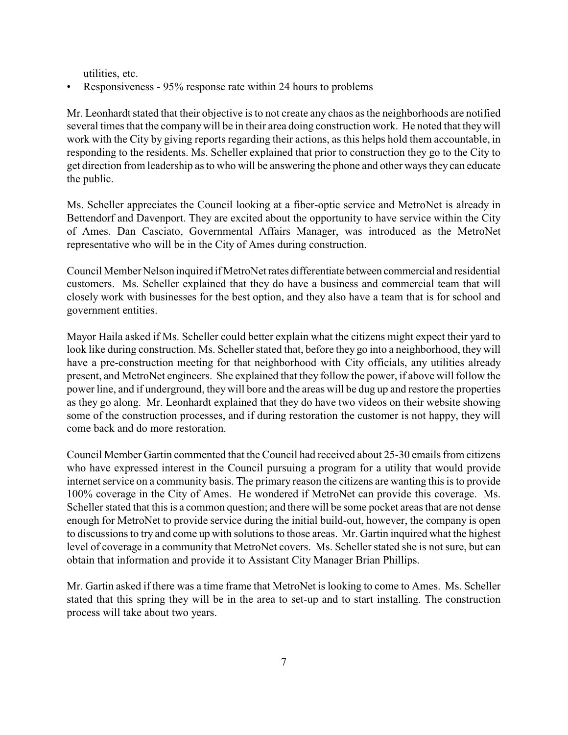utilities, etc.

- Responsiveness - 95% response rate within 24 hours to problems

Mr. Leonhardt stated that their objective is to not create any chaos as the neighborhoods are notified several times that the company will be in their area doing construction work. He noted that they will work with the City by giving reports regarding their actions, as this helps hold them accountable, in responding to the residents. Ms. Scheller explained that prior to construction they go to the City to get direction from leadership as to who will be answering the phone and other ways they can educate the public.

Ms. Scheller appreciates the Council looking at a fiber-optic service and MetroNet is already in Bettendorf and Davenport. They are excited about the opportunity to have service within the City of Ames. Dan Casciato, Governmental Affairs Manager, was introduced as the MetroNet representative who will be in the City of Ames during construction.

Council Member Nelson inquired if MetroNet rates differentiate between commercial and residential customers. Ms. Scheller explained that they do have a business and commercial team that will closely work with businesses for the best option, and they also have a team that is for school and government entities.

Mayor Haila asked if Ms. Scheller could better explain what the citizens might expect their yard to look like during construction. Ms. Scheller stated that, before they go into a neighborhood, they will have a pre-construction meeting for that neighborhood with City officials, any utilities already present, and MetroNet engineers. She explained that they follow the power, if above will follow the power line, and if underground, they will bore and the areas will be dug up and restore the properties as they go along. Mr. Leonhardt explained that they do have two videos on their website showing some of the construction processes, and if during restoration the customer is not happy, they will come back and do more restoration.

Council Member Gartin commented that the Council had received about 25-30 emails from citizens who have expressed interest in the Council pursuing a program for a utility that would provide internet service on a community basis. The primary reason the citizens are wanting this is to provide 100% coverage in the City of Ames. He wondered if MetroNet can provide this coverage. Ms. Scheller stated that this is a common question; and there will be some pocket areas that are not dense enough for MetroNet to provide service during the initial build-out, however, the company is open to discussions to try and come up with solutions to those areas. Mr. Gartin inquired what the highest level of coverage in a community that MetroNet covers. Ms. Scheller stated she is not sure, but can obtain that information and provide it to Assistant City Manager Brian Phillips.

Mr. Gartin asked if there was a time frame that MetroNet is looking to come to Ames. Ms. Scheller stated that this spring they will be in the area to set-up and to start installing. The construction process will take about two years.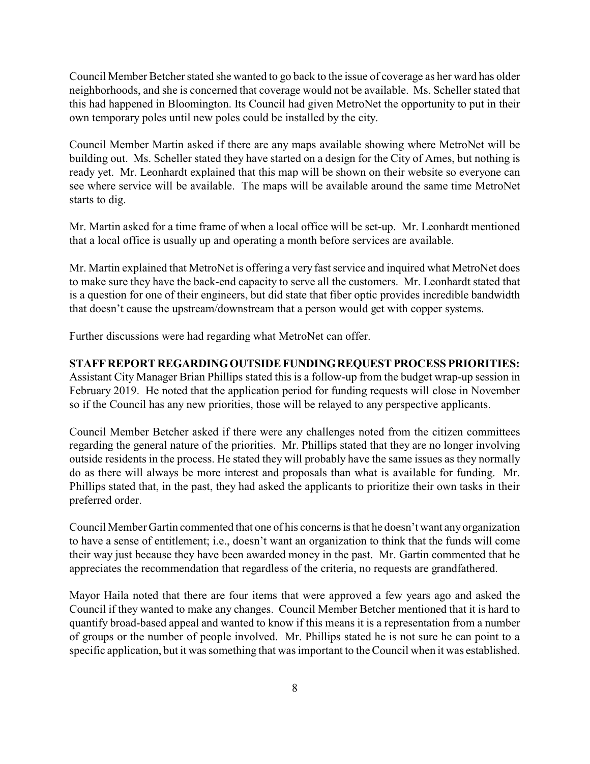Council Member Betcher stated she wanted to go back to the issue of coverage as her ward has older neighborhoods, and she is concerned that coverage would not be available. Ms. Scheller stated that this had happened in Bloomington. Its Council had given MetroNet the opportunity to put in their own temporary poles until new poles could be installed by the city.

Council Member Martin asked if there are any maps available showing where MetroNet will be building out. Ms. Scheller stated they have started on a design for the City of Ames, but nothing is ready yet. Mr. Leonhardt explained that this map will be shown on their website so everyone can see where service will be available. The maps will be available around the same time MetroNet starts to dig.

Mr. Martin asked for a time frame of when a local office will be set-up. Mr. Leonhardt mentioned that a local office is usually up and operating a month before services are available.

Mr. Martin explained that MetroNet is offering a very fast service and inquired what MetroNet does to make sure they have the back-end capacity to serve all the customers. Mr. Leonhardt stated that is a question for one of their engineers, but did state that fiber optic provides incredible bandwidth that doesn't cause the upstream/downstream that a person would get with copper systems.

Further discussions were had regarding what MetroNet can offer.

**STAFF REPORT REGARDING OUTSIDE FUNDING REQUEST PROCESS PRIORITIES:** Assistant City Manager Brian Phillips stated this is a follow-up from the budget wrap-up session in February 2019. He noted that the application period for funding requests will close in November so if the Council has any new priorities, those will be relayed to any perspective applicants.

Council Member Betcher asked if there were any challenges noted from the citizen committees regarding the general nature of the priorities. Mr. Phillips stated that they are no longer involving outside residents in the process. He stated they will probably have the same issues as they normally do as there will always be more interest and proposals than what is available for funding. Mr. Phillips stated that, in the past, they had asked the applicants to prioritize their own tasks in their preferred order.

Council Member Gartin commented that one of his concerns is that he doesn't want any organization to have a sense of entitlement; i.e., doesn't want an organization to think that the funds will come their way just because they have been awarded money in the past. Mr. Gartin commented that he appreciates the recommendation that regardless of the criteria, no requests are grandfathered.

Mayor Haila noted that there are four items that were approved a few years ago and asked the Council if they wanted to make any changes. Council Member Betcher mentioned that it is hard to quantify broad-based appeal and wanted to know if this means it is a representation from a number of groups or the number of people involved. Mr. Phillips stated he is not sure he can point to a specific application, but it was something that was important to the Council when it was established.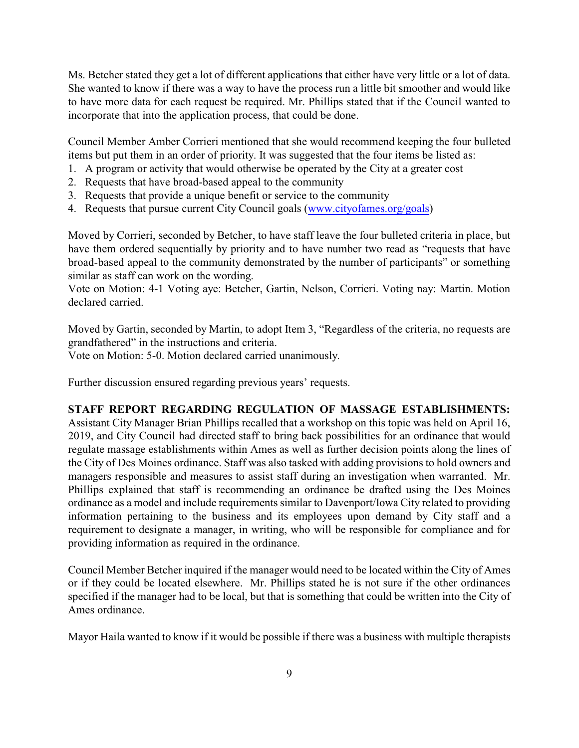Ms. Betcher stated they get a lot of different applications that either have very little or a lot of data. She wanted to know if there was a way to have the process run a little bit smoother and would like to have more data for each request be required. Mr. Phillips stated that if the Council wanted to incorporate that into the application process, that could be done.

Council Member Amber Corrieri mentioned that she would recommend keeping the four bulleted items but put them in an order of priority. It was suggested that the four items be listed as:

1. A program or activity that would otherwise be operated by the City at a greater cost
2. Requests that have broad-based appeal to the community
3. Requests that provide a unique benefit or service to the community
4. Requests that pursue current City Council goals (www.cityofames.org/goals)

Moved by Corrieri, seconded by Betcher, to have staff leave the four bulleted criteria in place, but have them ordered sequentially by priority and to have number two read as "requests that have broad-based appeal to the community demonstrated by the number of participants" or something similar as staff can work on the wording.
Vote on Motion: 4-1 Voting aye: Betcher, Gartin, Nelson, Corrieri. Voting nay: Martin. Motion declared carried.

Moved by Gartin, seconded by Martin, to adopt Item 3, "Regardless of the criteria, no requests are grandfathered" in the instructions and criteria.
Vote on Motion: 5-0. Motion declared carried unanimously.

Further discussion ensured regarding previous years' requests.

**STAFF REPORT REGARDING REGULATION OF MASSAGE ESTABLISHMENTS:** Assistant City Manager Brian Phillips recalled that a workshop on this topic was held on April 16, 2019, and City Council had directed staff to bring back possibilities for an ordinance that would regulate massage establishments within Ames as well as further decision points along the lines of the City of Des Moines ordinance. Staff was also tasked with adding provisions to hold owners and managers responsible and measures to assist staff during an investigation when warranted. Mr. Phillips explained that staff is recommending an ordinance be drafted using the Des Moines ordinance as a model and include requirements similar to Davenport/Iowa City related to providing information pertaining to the business and its employees upon demand by City staff and a requirement to designate a manager, in writing, who will be responsible for compliance and for providing information as required in the ordinance.

Council Member Betcher inquired if the manager would need to be located within the City of Ames or if they could be located elsewhere. Mr. Phillips stated he is not sure if the other ordinances specified if the manager had to be local, but that is something that could be written into the City of Ames ordinance.

Mayor Haila wanted to know if it would be possible if there was a business with multiple therapists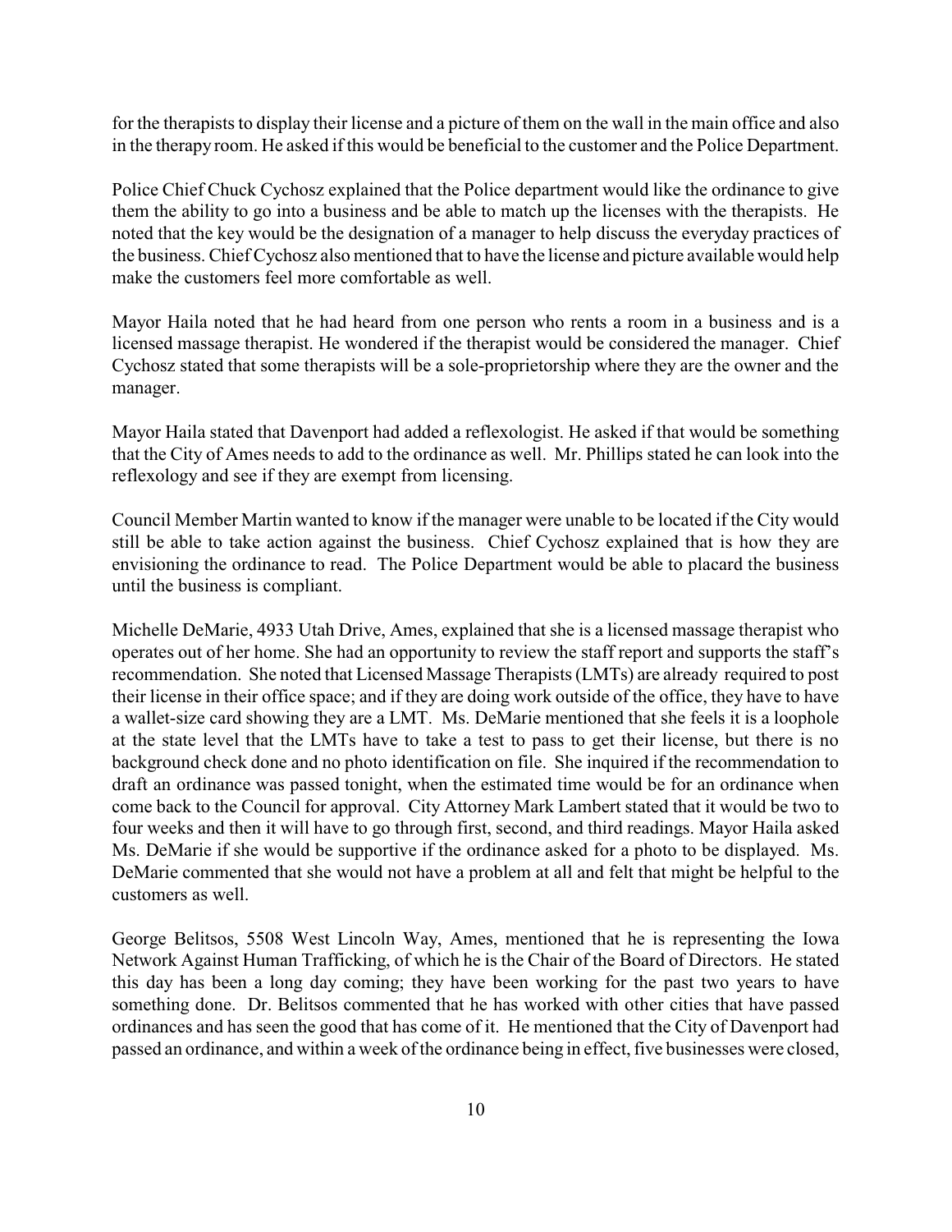for the therapists to display their license and a picture of them on the wall in the main office and also in the therapy room. He asked if this would be beneficial to the customer and the Police Department.

Police Chief Chuck Cychosz explained that the Police department would like the ordinance to give them the ability to go into a business and be able to match up the licenses with the therapists. He noted that the key would be the designation of a manager to help discuss the everyday practices of the business. Chief Cychosz also mentioned that to have the license and picture available would help make the customers feel more comfortable as well.

Mayor Haila noted that he had heard from one person who rents a room in a business and is a licensed massage therapist. He wondered if the therapist would be considered the manager. Chief Cychosz stated that some therapists will be a sole-proprietorship where they are the owner and the manager.

Mayor Haila stated that Davenport had added a reflexologist. He asked if that would be something that the City of Ames needs to add to the ordinance as well. Mr. Phillips stated he can look into the reflexology and see if they are exempt from licensing.

Council Member Martin wanted to know if the manager were unable to be located if the City would still be able to take action against the business. Chief Cychosz explained that is how they are envisioning the ordinance to read. The Police Department would be able to placard the business until the business is compliant.

Michelle DeMarie, 4933 Utah Drive, Ames, explained that she is a licensed massage therapist who operates out of her home. She had an opportunity to review the staff report and supports the staff's recommendation. She noted that Licensed Massage Therapists (LMTs) are already required to post their license in their office space; and if they are doing work outside of the office, they have to have a wallet-size card showing they are a LMT. Ms. DeMarie mentioned that she feels it is a loophole at the state level that the LMTs have to take a test to pass to get their license, but there is no background check done and no photo identification on file. She inquired if the recommendation to draft an ordinance was passed tonight, when the estimated time would be for an ordinance when come back to the Council for approval. City Attorney Mark Lambert stated that it would be two to four weeks and then it will have to go through first, second, and third readings. Mayor Haila asked Ms. DeMarie if she would be supportive if the ordinance asked for a photo to be displayed. Ms. DeMarie commented that she would not have a problem at all and felt that might be helpful to the customers as well.

George Belitsos, 5508 West Lincoln Way, Ames, mentioned that he is representing the Iowa Network Against Human Trafficking, of which he is the Chair of the Board of Directors. He stated this day has been a long day coming; they have been working for the past two years to have something done. Dr. Belitsos commented that he has worked with other cities that have passed ordinances and has seen the good that has come of it. He mentioned that the City of Davenport had passed an ordinance, and within a week of the ordinance being in effect, five businesses were closed,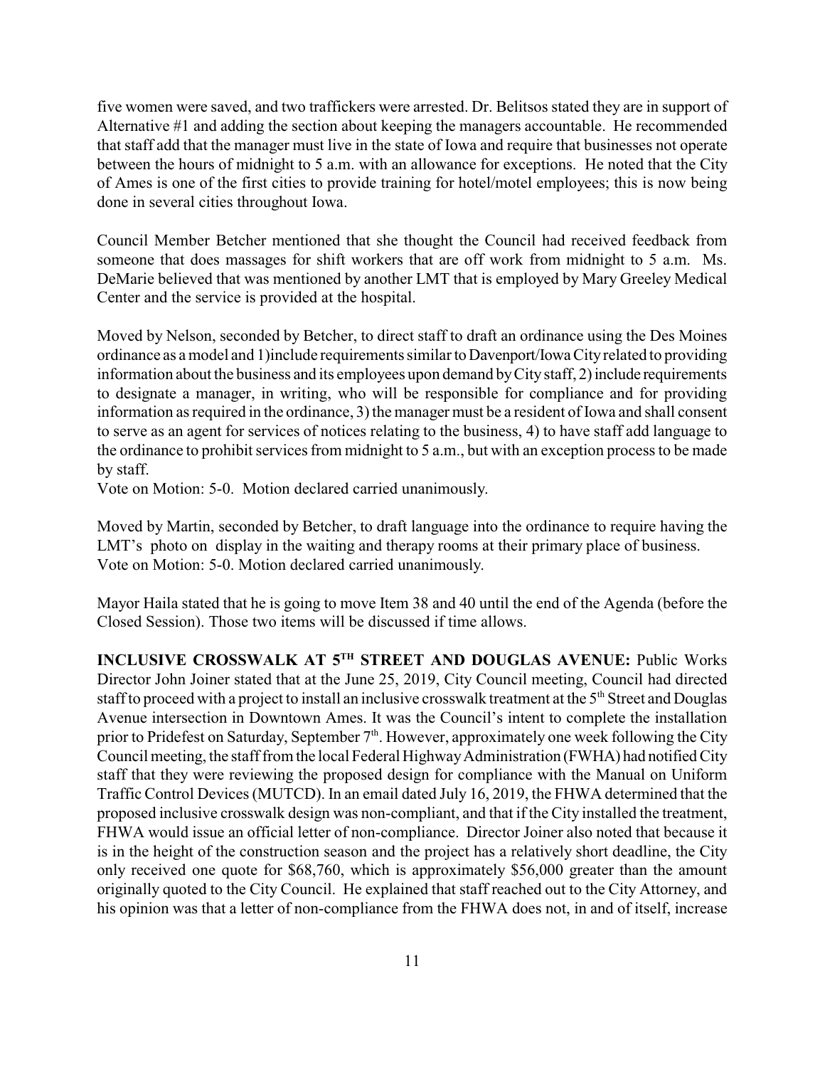five women were saved, and two traffickers were arrested. Dr. Belitsos stated they are in support of Alternative #1 and adding the section about keeping the managers accountable. He recommended that staff add that the manager must live in the state of Iowa and require that businesses not operate between the hours of midnight to 5 a.m. with an allowance for exceptions. He noted that the City of Ames is one of the first cities to provide training for hotel/motel employees; this is now being done in several cities throughout Iowa.

Council Member Betcher mentioned that she thought the Council had received feedback from someone that does massages for shift workers that are off work from midnight to 5 a.m. Ms. DeMarie believed that was mentioned by another LMT that is employed by Mary Greeley Medical Center and the service is provided at the hospital.

Moved by Nelson, seconded by Betcher, to direct staff to draft an ordinance using the Des Moines ordinance as a model and 1)include requirements similar to Davenport/Iowa City related to providing information about the business and its employees upon demand by City staff, 2) include requirements to designate a manager, in writing, who will be responsible for compliance and for providing information as required in the ordinance, 3) the manager must be a resident of Iowa and shall consent to serve as an agent for services of notices relating to the business, 4) to have staff add language to the ordinance to prohibit services from midnight to 5 a.m., but with an exception process to be made by staff.
Vote on Motion: 5-0. Motion declared carried unanimously.

Moved by Martin, seconded by Betcher, to draft language into the ordinance to require having the LMT's photo on display in the waiting and therapy rooms at their primary place of business.
Vote on Motion: 5-0. Motion declared carried unanimously.

Mayor Haila stated that he is going to move Item 38 and 40 until the end of the Agenda (before the Closed Session). Those two items will be discussed if time allows.

**INCLUSIVE CROSSWALK AT 5TH STREET AND DOUGLAS AVENUE:** Public Works Director John Joiner stated that at the June 25, 2019, City Council meeting, Council had directed staff to proceed with a project to install an inclusive crosswalk treatment at the 5th Street and Douglas Avenue intersection in Downtown Ames. It was the Council's intent to complete the installation prior to Pridefest on Saturday, September 7th. However, approximately one week following the City Council meeting, the staff from the local Federal Highway Administration (FWHA) had notified City staff that they were reviewing the proposed design for compliance with the Manual on Uniform Traffic Control Devices (MUTCD). In an email dated July 16, 2019, the FHWA determined that the proposed inclusive crosswalk design was non-compliant, and that if the City installed the treatment, FHWA would issue an official letter of non-compliance. Director Joiner also noted that because it is in the height of the construction season and the project has a relatively short deadline, the City only received one quote for $68,760, which is approximately $56,000 greater than the amount originally quoted to the City Council. He explained that staff reached out to the City Attorney, and his opinion was that a letter of non-compliance from the FHWA does not, in and of itself, increase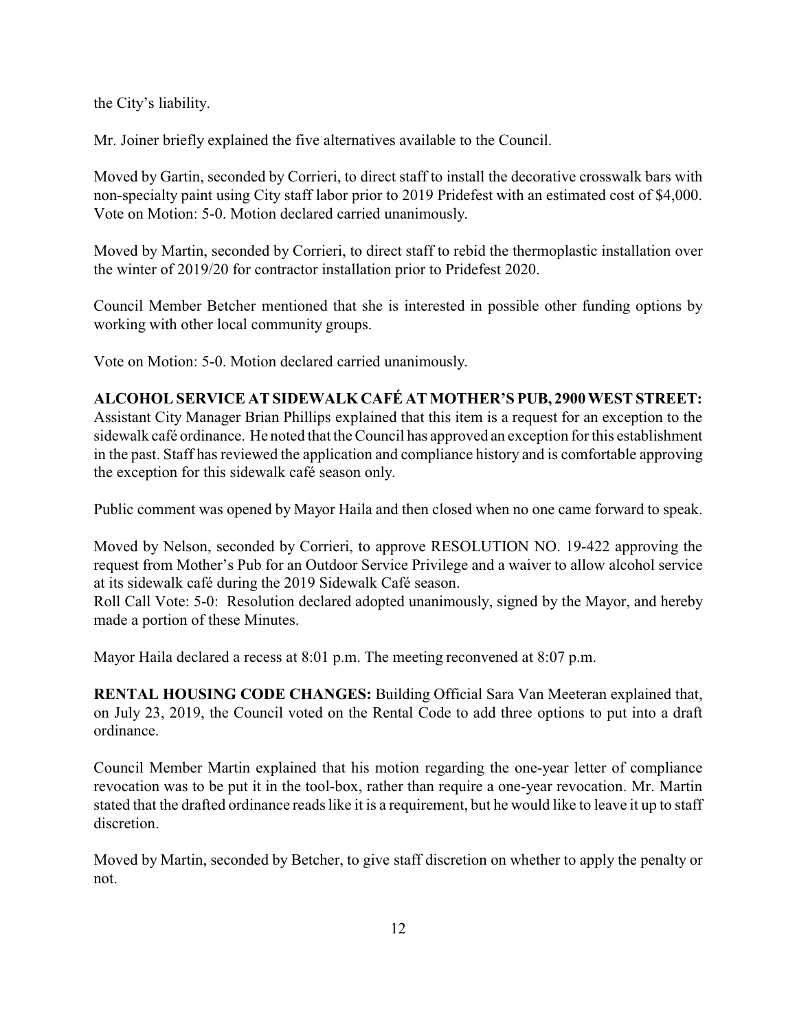the City's liability.

Mr. Joiner briefly explained the five alternatives available to the Council.

Moved by Gartin, seconded by Corrieri, to direct staff to install the decorative crosswalk bars with non-specialty paint using City staff labor prior to 2019 Pridefest with an estimated cost of $4,000. Vote on Motion: 5-0. Motion declared carried unanimously.

Moved by Martin, seconded by Corrieri, to direct staff to rebid the thermoplastic installation over the winter of 2019/20 for contractor installation prior to Pridefest 2020.

Council Member Betcher mentioned that she is interested in possible other funding options by working with other local community groups.

Vote on Motion: 5-0. Motion declared carried unanimously.

**ALCOHOL SERVICE AT SIDEWALK CAFÉ AT MOTHER'S PUB, 2900 WEST STREET:** Assistant City Manager Brian Phillips explained that this item is a request for an exception to the sidewalk café ordinance. He noted that the Council has approved an exception for this establishment in the past. Staff has reviewed the application and compliance history and is comfortable approving the exception for this sidewalk café season only.

Public comment was opened by Mayor Haila and then closed when no one came forward to speak.

Moved by Nelson, seconded by Corrieri, to approve RESOLUTION NO. 19-422 approving the request from Mother's Pub for an Outdoor Service Privilege and a waiver to allow alcohol service at its sidewalk café during the 2019 Sidewalk Café season.
Roll Call Vote: 5-0: Resolution declared adopted unanimously, signed by the Mayor, and hereby made a portion of these Minutes.

Mayor Haila declared a recess at 8:01 p.m. The meeting reconvened at 8:07 p.m.

**RENTAL HOUSING CODE CHANGES:** Building Official Sara Van Meeteran explained that, on July 23, 2019, the Council voted on the Rental Code to add three options to put into a draft ordinance.

Council Member Martin explained that his motion regarding the one-year letter of compliance revocation was to be put it in the tool-box, rather than require a one-year revocation. Mr. Martin stated that the drafted ordinance reads like it is a requirement, but he would like to leave it up to staff discretion.

Moved by Martin, seconded by Betcher, to give staff discretion on whether to apply the penalty or not.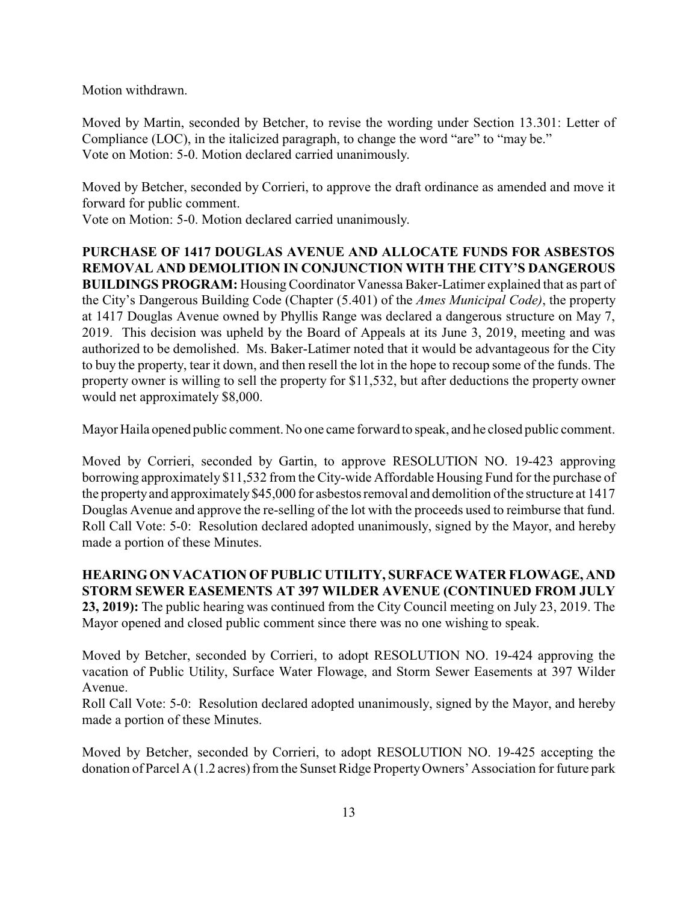Motion withdrawn.

Moved by Martin, seconded by Betcher, to revise the wording under Section 13.301: Letter of Compliance (LOC), in the italicized paragraph, to change the word "are" to "may be."
Vote on Motion: 5-0. Motion declared carried unanimously.

Moved by Betcher, seconded by Corrieri, to approve the draft ordinance as amended and move it forward for public comment.
Vote on Motion: 5-0. Motion declared carried unanimously.

**PURCHASE OF 1417 DOUGLAS AVENUE AND ALLOCATE FUNDS FOR ASBESTOS REMOVAL AND DEMOLITION IN CONJUNCTION WITH THE CITY'S DANGEROUS BUILDINGS PROGRAM:** Housing Coordinator Vanessa Baker-Latimer explained that as part of the City's Dangerous Building Code (Chapter (5.401) of the *Ames Municipal Code)*, the property at 1417 Douglas Avenue owned by Phyllis Range was declared a dangerous structure on May 7, 2019. This decision was upheld by the Board of Appeals at its June 3, 2019, meeting and was authorized to be demolished. Ms. Baker-Latimer noted that it would be advantageous for the City to buy the property, tear it down, and then resell the lot in the hope to recoup some of the funds. The property owner is willing to sell the property for $11,532, but after deductions the property owner would net approximately $8,000.

Mayor Haila opened public comment. No one came forward to speak, and he closed public comment.

Moved by Corrieri, seconded by Gartin, to approve RESOLUTION NO. 19-423 approving borrowing approximately $11,532 from the City-wide Affordable Housing Fund for the purchase of the property and approximately $45,000 for asbestos removal and demolition of the structure at 1417 Douglas Avenue and approve the re-selling of the lot with the proceeds used to reimburse that fund.
Roll Call Vote: 5-0: Resolution declared adopted unanimously, signed by the Mayor, and hereby made a portion of these Minutes.

**HEARING ON VACATION OF PUBLIC UTILITY, SURFACE WATER FLOWAGE, AND STORM SEWER EASEMENTS AT 397 WILDER AVENUE (CONTINUED FROM JULY 23, 2019):** The public hearing was continued from the City Council meeting on July 23, 2019. The Mayor opened and closed public comment since there was no one wishing to speak.

Moved by Betcher, seconded by Corrieri, to adopt RESOLUTION NO. 19-424 approving the vacation of Public Utility, Surface Water Flowage, and Storm Sewer Easements at 397 Wilder Avenue.
Roll Call Vote: 5-0: Resolution declared adopted unanimously, signed by the Mayor, and hereby made a portion of these Minutes.

Moved by Betcher, seconded by Corrieri, to adopt RESOLUTION NO. 19-425 accepting the donation of Parcel A (1.2 acres) from the Sunset Ridge Property Owners' Association for future park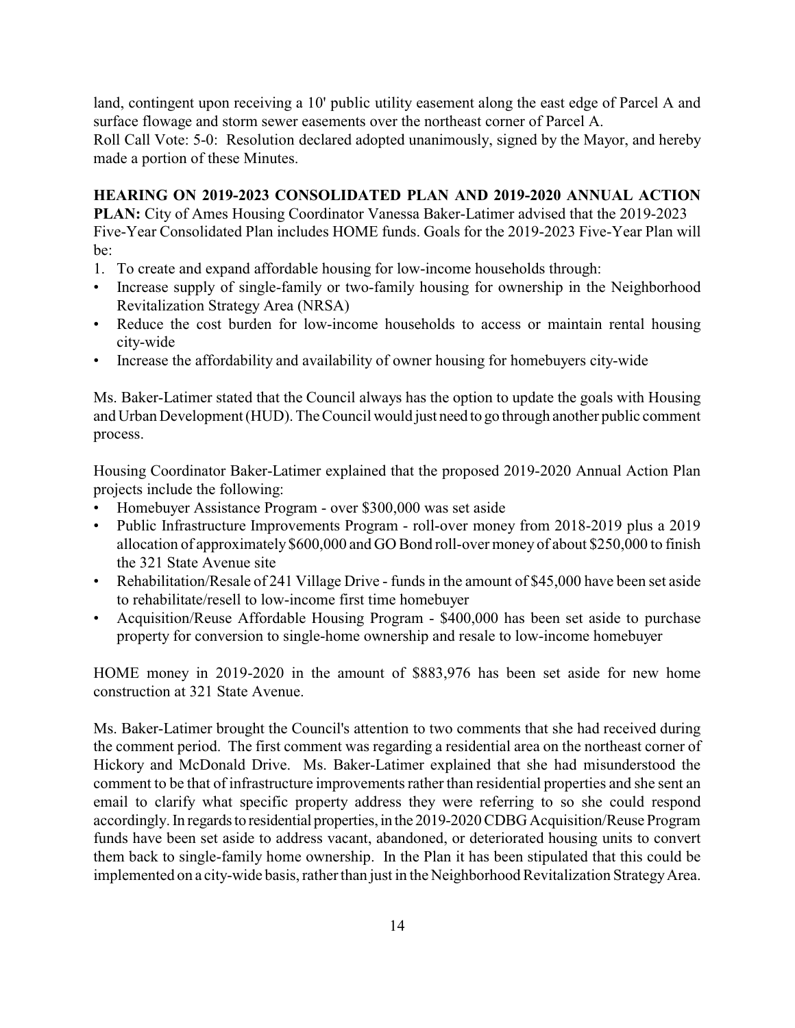land, contingent upon receiving a 10' public utility easement along the east edge of Parcel A and surface flowage and storm sewer easements over the northeast corner of Parcel A.

Roll Call Vote: 5-0: Resolution declared adopted unanimously, signed by the Mayor, and hereby made a portion of these Minutes.

**HEARING ON 2019-2023 CONSOLIDATED PLAN AND 2019-2020 ANNUAL ACTION PLAN:** City of Ames Housing Coordinator Vanessa Baker-Latimer advised that the 2019-2023 Five-Year Consolidated Plan includes HOME funds. Goals for the 2019-2023 Five-Year Plan will be:

1. To create and expand affordable housing for low-income households through:

- Increase supply of single-family or two-family housing for ownership in the Neighborhood Revitalization Strategy Area (NRSA)
- Reduce the cost burden for low-income households to access or maintain rental housing city-wide
- Increase the affordability and availability of owner housing for homebuyers city-wide

Ms. Baker-Latimer stated that the Council always has the option to update the goals with Housing and Urban Development (HUD). The Council would just need to go through another public comment process.

Housing Coordinator Baker-Latimer explained that the proposed 2019-2020 Annual Action Plan projects include the following:

- Homebuyer Assistance Program - over $300,000 was set aside
- Public Infrastructure Improvements Program - roll-over money from 2018-2019 plus a 2019 allocation of approximately $600,000 and GO Bond roll-over money of about $250,000 to finish the 321 State Avenue site
- Rehabilitation/Resale of 241 Village Drive - funds in the amount of $45,000 have been set aside to rehabilitate/resell to low-income first time homebuyer
- Acquisition/Reuse Affordable Housing Program - $400,000 has been set aside to purchase property for conversion to single-home ownership and resale to low-income homebuyer

HOME money in 2019-2020 in the amount of $883,976 has been set aside for new home construction at 321 State Avenue.

Ms. Baker-Latimer brought the Council's attention to two comments that she had received during the comment period. The first comment was regarding a residential area on the northeast corner of Hickory and McDonald Drive. Ms. Baker-Latimer explained that she had misunderstood the comment to be that of infrastructure improvements rather than residential properties and she sent an email to clarify what specific property address they were referring to so she could respond accordingly. In regards to residential properties, in the 2019-2020 CDBG Acquisition/Reuse Program funds have been set aside to address vacant, abandoned, or deteriorated housing units to convert them back to single-family home ownership. In the Plan it has been stipulated that this could be implemented on a city-wide basis, rather than just in the Neighborhood Revitalization Strategy Area.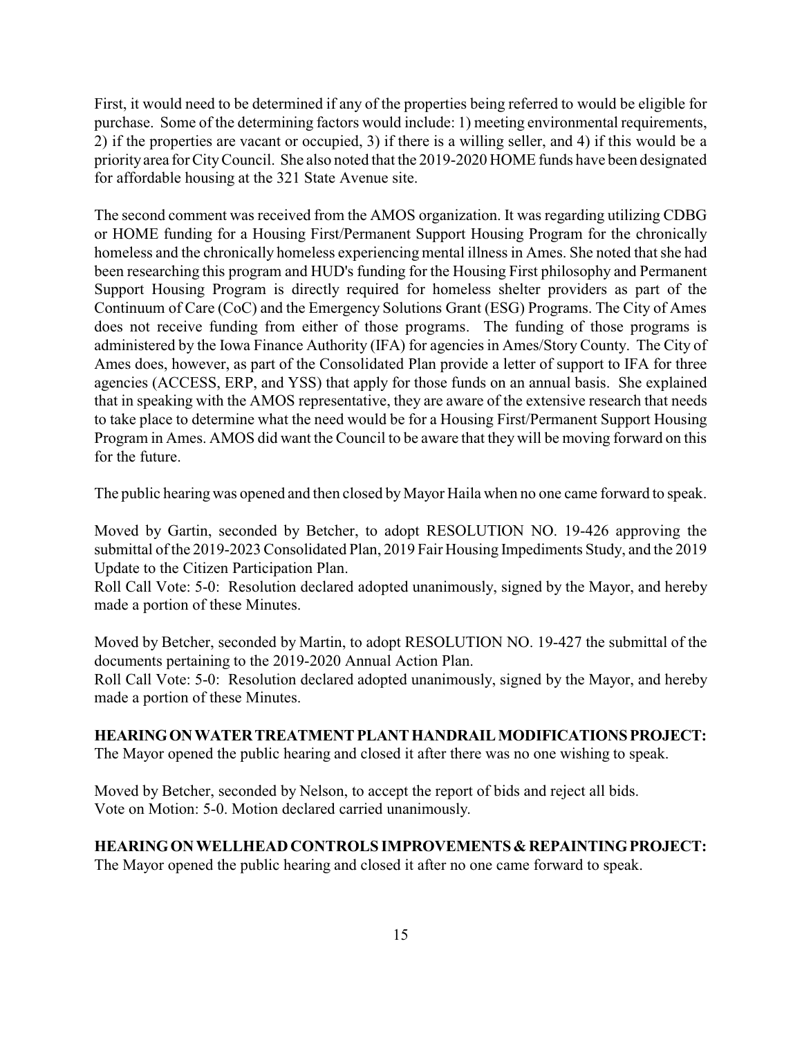First, it would need to be determined if any of the properties being referred to would be eligible for purchase. Some of the determining factors would include: 1) meeting environmental requirements, 2) if the properties are vacant or occupied, 3) if there is a willing seller, and 4) if this would be a priority area for City Council. She also noted that the 2019-2020 HOME funds have been designated for affordable housing at the 321 State Avenue site.

The second comment was received from the AMOS organization. It was regarding utilizing CDBG or HOME funding for a Housing First/Permanent Support Housing Program for the chronically homeless and the chronically homeless experiencing mental illness in Ames. She noted that she had been researching this program and HUD's funding for the Housing First philosophy and Permanent Support Housing Program is directly required for homeless shelter providers as part of the Continuum of Care (CoC) and the Emergency Solutions Grant (ESG) Programs. The City of Ames does not receive funding from either of those programs. The funding of those programs is administered by the Iowa Finance Authority (IFA) for agencies in Ames/Story County. The City of Ames does, however, as part of the Consolidated Plan provide a letter of support to IFA for three agencies (ACCESS, ERP, and YSS) that apply for those funds on an annual basis. She explained that in speaking with the AMOS representative, they are aware of the extensive research that needs to take place to determine what the need would be for a Housing First/Permanent Support Housing Program in Ames. AMOS did want the Council to be aware that they will be moving forward on this for the future.

The public hearing was opened and then closed by Mayor Haila when no one came forward to speak.

Moved by Gartin, seconded by Betcher, to adopt RESOLUTION NO. 19-426 approving the submittal of the 2019-2023 Consolidated Plan, 2019 Fair Housing Impediments Study, and the 2019 Update to the Citizen Participation Plan.
Roll Call Vote: 5-0: Resolution declared adopted unanimously, signed by the Mayor, and hereby made a portion of these Minutes.

Moved by Betcher, seconded by Martin, to adopt RESOLUTION NO. 19-427 the submittal of the documents pertaining to the 2019-2020 Annual Action Plan.
Roll Call Vote: 5-0: Resolution declared adopted unanimously, signed by the Mayor, and hereby made a portion of these Minutes.

**HEARING ON WATER TREATMENT PLANT HANDRAIL MODIFICATIONS PROJECT:** The Mayor opened the public hearing and closed it after there was no one wishing to speak.

Moved by Betcher, seconded by Nelson, to accept the report of bids and reject all bids.
Vote on Motion: 5-0. Motion declared carried unanimously.

**HEARING ON WELLHEAD CONTROLS IMPROVEMENTS & REPAINTING PROJECT:** The Mayor opened the public hearing and closed it after no one came forward to speak.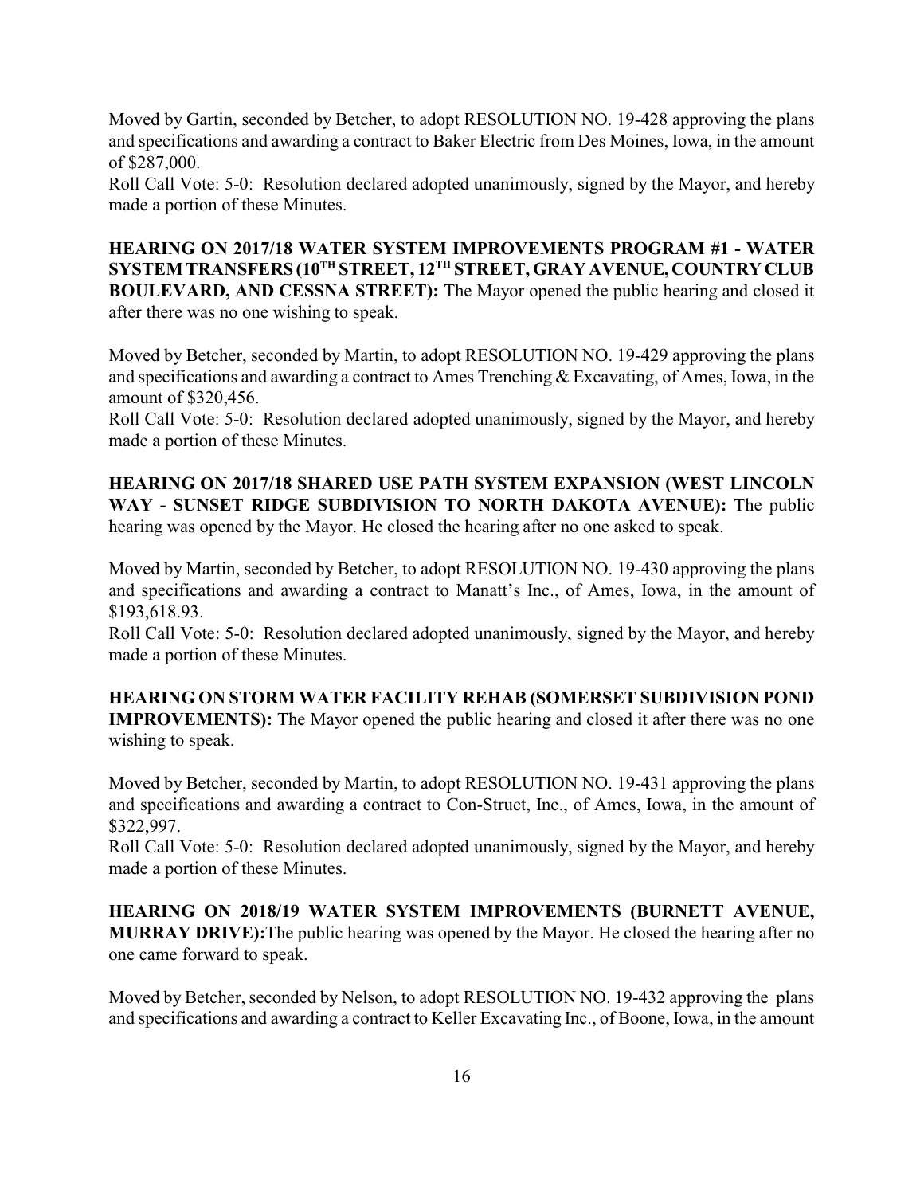Moved by Gartin, seconded by Betcher, to adopt RESOLUTION NO. 19-428 approving the plans and specifications and awarding a contract to Baker Electric from Des Moines, Iowa, in the amount of $287,000.

Roll Call Vote: 5-0: Resolution declared adopted unanimously, signed by the Mayor, and hereby made a portion of these Minutes.

**HEARING ON 2017/18 WATER SYSTEM IMPROVEMENTS PROGRAM #1 - WATER SYSTEM TRANSFERS (10TH STREET, 12TH STREET, GRAY AVENUE, COUNTRY CLUB BOULEVARD, AND CESSNA STREET):** The Mayor opened the public hearing and closed it after there was no one wishing to speak.

Moved by Betcher, seconded by Martin, to adopt RESOLUTION NO. 19-429 approving the plans and specifications and awarding a contract to Ames Trenching & Excavating, of Ames, Iowa, in the amount of $320,456.

Roll Call Vote: 5-0: Resolution declared adopted unanimously, signed by the Mayor, and hereby made a portion of these Minutes.

**HEARING ON 2017/18 SHARED USE PATH SYSTEM EXPANSION (WEST LINCOLN WAY - SUNSET RIDGE SUBDIVISION TO NORTH DAKOTA AVENUE):** The public hearing was opened by the Mayor. He closed the hearing after no one asked to speak.

Moved by Martin, seconded by Betcher, to adopt RESOLUTION NO. 19-430 approving the plans and specifications and awarding a contract to Manatt's Inc., of Ames, Iowa, in the amount of $193,618.93.

Roll Call Vote: 5-0: Resolution declared adopted unanimously, signed by the Mayor, and hereby made a portion of these Minutes.

**HEARING ON STORM WATER FACILITY REHAB (SOMERSET SUBDIVISION POND IMPROVEMENTS):** The Mayor opened the public hearing and closed it after there was no one wishing to speak.

Moved by Betcher, seconded by Martin, to adopt RESOLUTION NO. 19-431 approving the plans and specifications and awarding a contract to Con-Struct, Inc., of Ames, Iowa, in the amount of $322,997.

Roll Call Vote: 5-0: Resolution declared adopted unanimously, signed by the Mayor, and hereby made a portion of these Minutes.

**HEARING ON 2018/19 WATER SYSTEM IMPROVEMENTS (BURNETT AVENUE, MURRAY DRIVE):** The public hearing was opened by the Mayor. He closed the hearing after no one came forward to speak.

Moved by Betcher, seconded by Nelson, to adopt RESOLUTION NO. 19-432 approving the plans and specifications and awarding a contract to Keller Excavating Inc., of Boone, Iowa, in the amount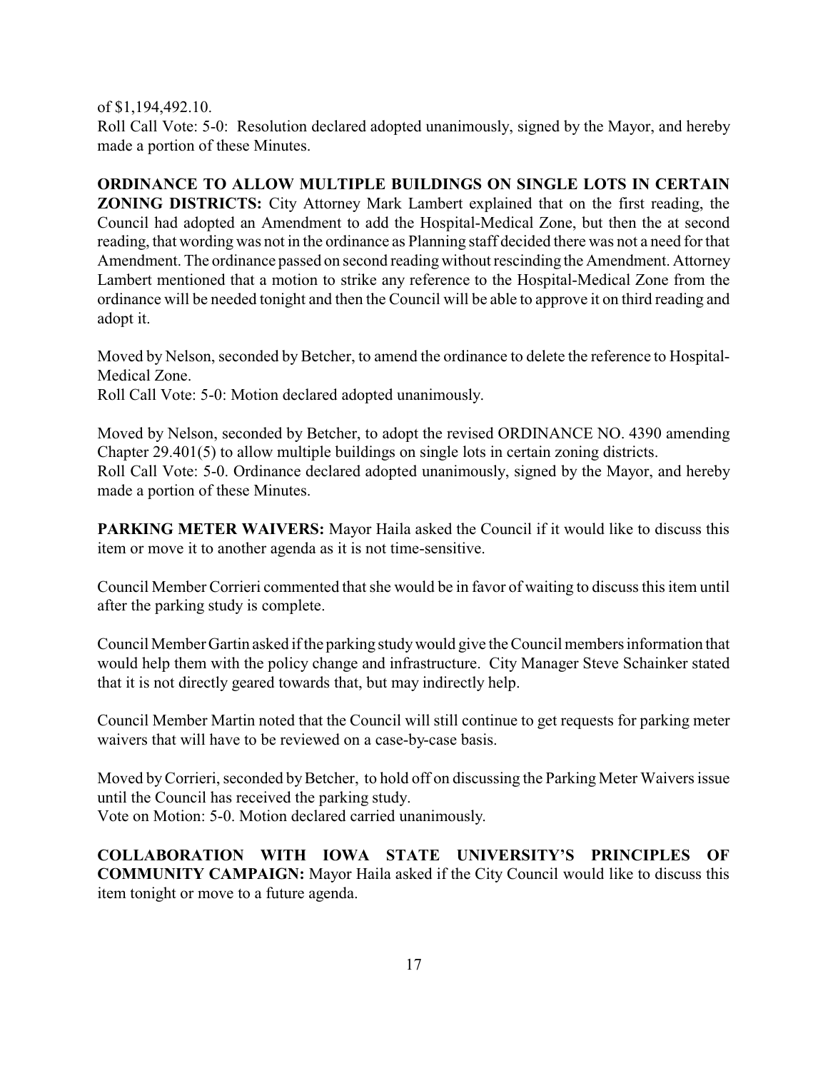of $1,194,492.10.

Roll Call Vote: 5-0: Resolution declared adopted unanimously, signed by the Mayor, and hereby made a portion of these Minutes.

**ORDINANCE TO ALLOW MULTIPLE BUILDINGS ON SINGLE LOTS IN CERTAIN ZONING DISTRICTS:** City Attorney Mark Lambert explained that on the first reading, the Council had adopted an Amendment to add the Hospital-Medical Zone, but then the at second reading, that wording was not in the ordinance as Planning staff decided there was not a need for that Amendment. The ordinance passed on second reading without rescinding the Amendment. Attorney Lambert mentioned that a motion to strike any reference to the Hospital-Medical Zone from the ordinance will be needed tonight and then the Council will be able to approve it on third reading and adopt it.

Moved by Nelson, seconded by Betcher, to amend the ordinance to delete the reference to Hospital-Medical Zone.

Roll Call Vote: 5-0: Motion declared adopted unanimously.

Moved by Nelson, seconded by Betcher, to adopt the revised ORDINANCE NO. 4390 amending Chapter 29.401(5) to allow multiple buildings on single lots in certain zoning districts.

Roll Call Vote: 5-0. Ordinance declared adopted unanimously, signed by the Mayor, and hereby made a portion of these Minutes.

**PARKING METER WAIVERS:** Mayor Haila asked the Council if it would like to discuss this item or move it to another agenda as it is not time-sensitive.

Council Member Corrieri commented that she would be in favor of waiting to discuss this item until after the parking study is complete.

Council Member Gartin asked if the parking study would give the Council members information that would help them with the policy change and infrastructure. City Manager Steve Schainker stated that it is not directly geared towards that, but may indirectly help.

Council Member Martin noted that the Council will still continue to get requests for parking meter waivers that will have to be reviewed on a case-by-case basis.

Moved by Corrieri, seconded by Betcher, to hold off on discussing the Parking Meter Waivers issue until the Council has received the parking study.

Vote on Motion: 5-0. Motion declared carried unanimously.

**COLLABORATION WITH IOWA STATE UNIVERSITY'S PRINCIPLES OF COMMUNITY CAMPAIGN:** Mayor Haila asked if the City Council would like to discuss this item tonight or move to a future agenda.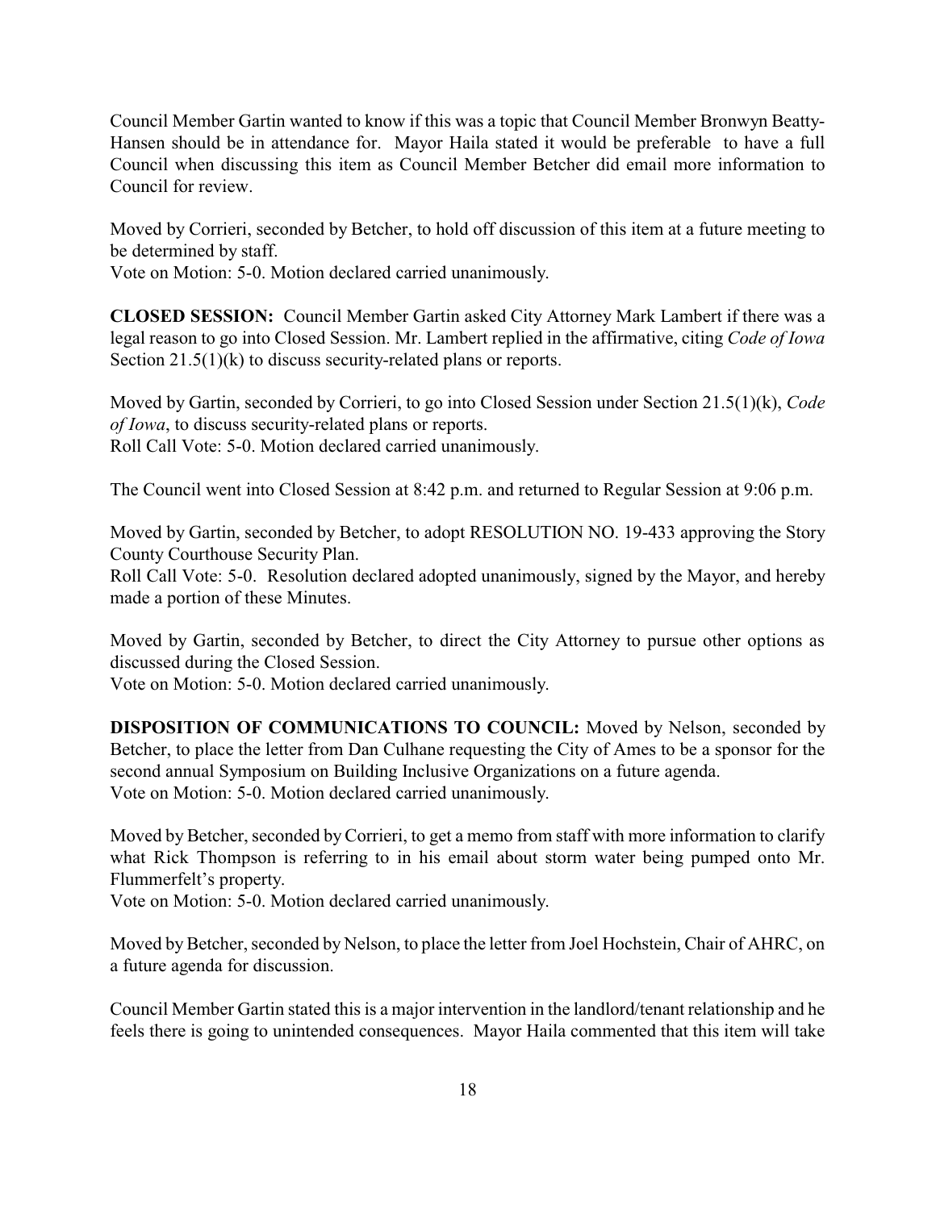Council Member Gartin wanted to know if this was a topic that Council Member Bronwyn Beatty-Hansen should be in attendance for. Mayor Haila stated it would be preferable to have a full Council when discussing this item as Council Member Betcher did email more information to Council for review.

Moved by Corrieri, seconded by Betcher, to hold off discussion of this item at a future meeting to be determined by staff.
Vote on Motion: 5-0. Motion declared carried unanimously.

**CLOSED SESSION:** Council Member Gartin asked City Attorney Mark Lambert if there was a legal reason to go into Closed Session. Mr. Lambert replied in the affirmative, citing *Code of Iowa* Section 21.5(1)(k) to discuss security-related plans or reports.

Moved by Gartin, seconded by Corrieri, to go into Closed Session under Section 21.5(1)(k), *Code of Iowa*, to discuss security-related plans or reports.
Roll Call Vote: 5-0. Motion declared carried unanimously.

The Council went into Closed Session at 8:42 p.m. and returned to Regular Session at 9:06 p.m.

Moved by Gartin, seconded by Betcher, to adopt RESOLUTION NO. 19-433 approving the Story County Courthouse Security Plan.
Roll Call Vote: 5-0. Resolution declared adopted unanimously, signed by the Mayor, and hereby made a portion of these Minutes.

Moved by Gartin, seconded by Betcher, to direct the City Attorney to pursue other options as discussed during the Closed Session.
Vote on Motion: 5-0. Motion declared carried unanimously.

**DISPOSITION OF COMMUNICATIONS TO COUNCIL:** Moved by Nelson, seconded by Betcher, to place the letter from Dan Culhane requesting the City of Ames to be a sponsor for the second annual Symposium on Building Inclusive Organizations on a future agenda.
Vote on Motion: 5-0. Motion declared carried unanimously.

Moved by Betcher, seconded by Corrieri, to get a memo from staff with more information to clarify what Rick Thompson is referring to in his email about storm water being pumped onto Mr. Flummerfelt's property.
Vote on Motion: 5-0. Motion declared carried unanimously.

Moved by Betcher, seconded by Nelson, to place the letter from Joel Hochstein, Chair of AHRC, on a future agenda for discussion.

Council Member Gartin stated this is a major intervention in the landlord/tenant relationship and he feels there is going to unintended consequences. Mayor Haila commented that this item will take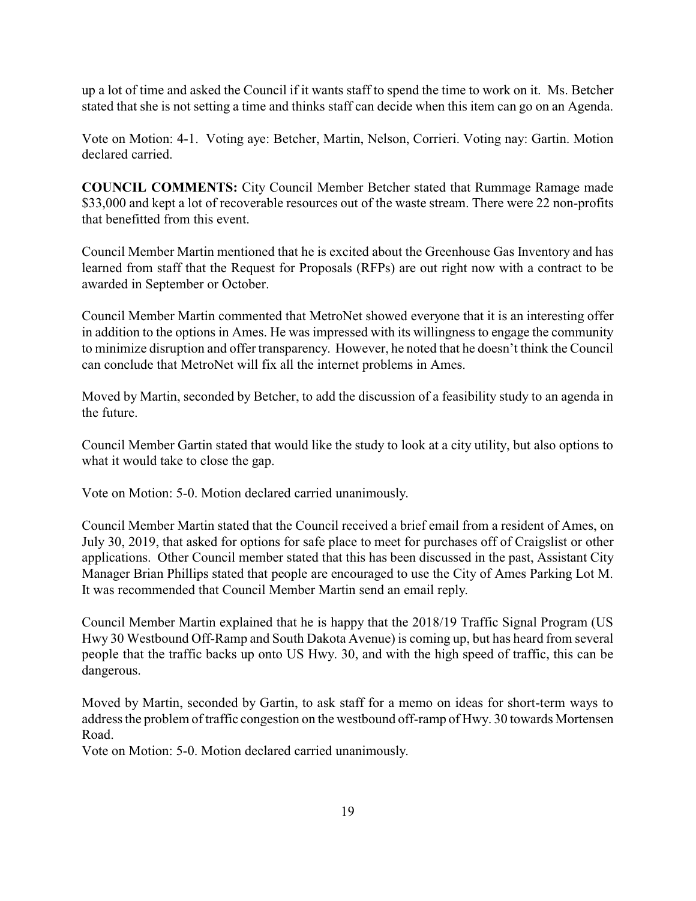up a lot of time and asked the Council if it wants staff to spend the time to work on it. Ms. Betcher stated that she is not setting a time and thinks staff can decide when this item can go on an Agenda.

Vote on Motion: 4-1. Voting aye: Betcher, Martin, Nelson, Corrieri. Voting nay: Gartin. Motion declared carried.

**COUNCIL COMMENTS:** City Council Member Betcher stated that Rummage Ramage made $33,000 and kept a lot of recoverable resources out of the waste stream. There were 22 non-profits that benefitted from this event.

Council Member Martin mentioned that he is excited about the Greenhouse Gas Inventory and has learned from staff that the Request for Proposals (RFPs) are out right now with a contract to be awarded in September or October.

Council Member Martin commented that MetroNet showed everyone that it is an interesting offer in addition to the options in Ames. He was impressed with its willingness to engage the community to minimize disruption and offer transparency. However, he noted that he doesn't think the Council can conclude that MetroNet will fix all the internet problems in Ames.

Moved by Martin, seconded by Betcher, to add the discussion of a feasibility study to an agenda in the future.

Council Member Gartin stated that would like the study to look at a city utility, but also options to what it would take to close the gap.

Vote on Motion: 5-0. Motion declared carried unanimously.

Council Member Martin stated that the Council received a brief email from a resident of Ames, on July 30, 2019, that asked for options for safe place to meet for purchases off of Craigslist or other applications. Other Council member stated that this has been discussed in the past, Assistant City Manager Brian Phillips stated that people are encouraged to use the City of Ames Parking Lot M. It was recommended that Council Member Martin send an email reply.

Council Member Martin explained that he is happy that the 2018/19 Traffic Signal Program (US Hwy 30 Westbound Off-Ramp and South Dakota Avenue) is coming up, but has heard from several people that the traffic backs up onto US Hwy. 30, and with the high speed of traffic, this can be dangerous.

Moved by Martin, seconded by Gartin, to ask staff for a memo on ideas for short-term ways to address the problem of traffic congestion on the westbound off-ramp of Hwy. 30 towards Mortensen Road.

Vote on Motion: 5-0. Motion declared carried unanimously.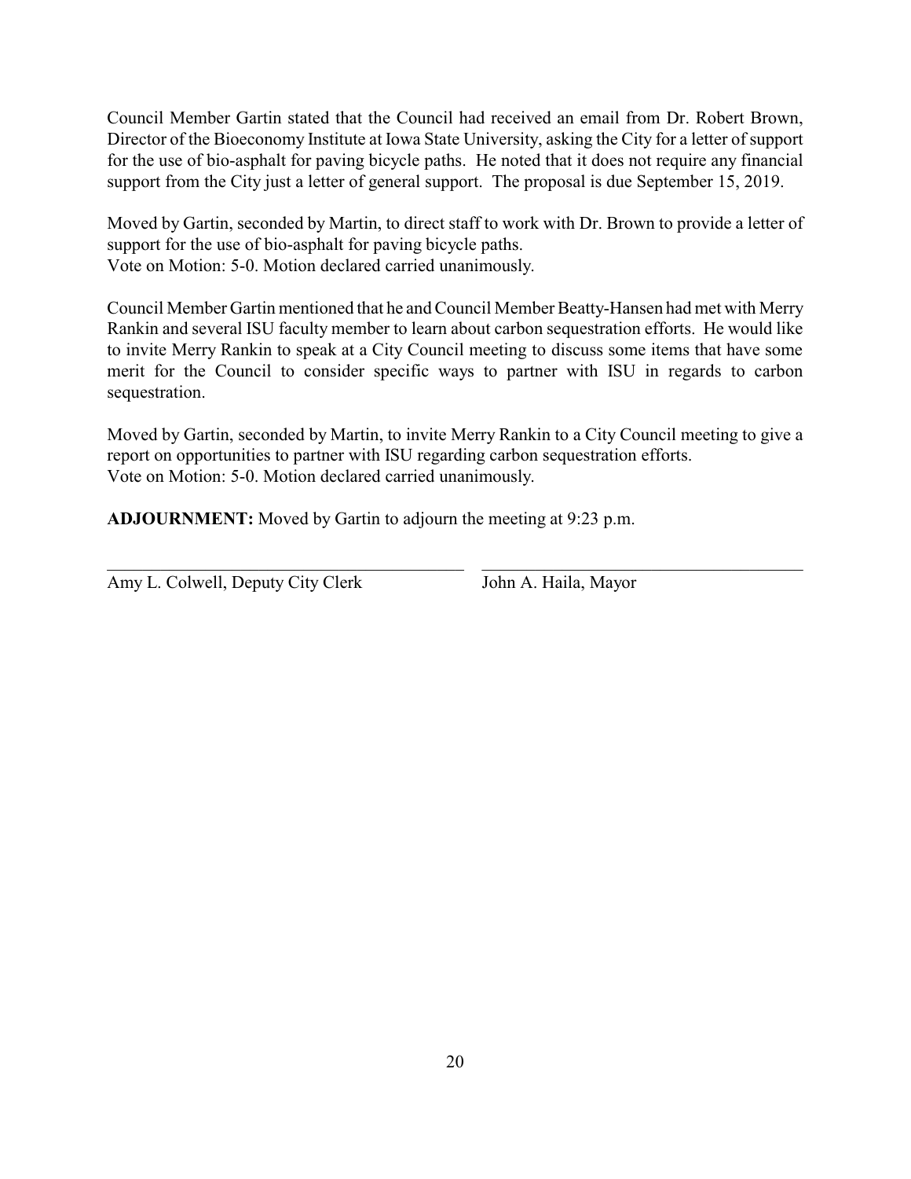Council Member Gartin stated that the Council had received an email from Dr. Robert Brown, Director of the Bioeconomy Institute at Iowa State University, asking the City for a letter of support for the use of bio-asphalt for paving bicycle paths. He noted that it does not require any financial support from the City just a letter of general support. The proposal is due September 15, 2019.

Moved by Gartin, seconded by Martin, to direct staff to work with Dr. Brown to provide a letter of support for the use of bio-asphalt for paving bicycle paths.
Vote on Motion: 5-0. Motion declared carried unanimously.

Council Member Gartin mentioned that he and Council Member Beatty-Hansen had met with Merry Rankin and several ISU faculty member to learn about carbon sequestration efforts. He would like to invite Merry Rankin to speak at a City Council meeting to discuss some items that have some merit for the Council to consider specific ways to partner with ISU in regards to carbon sequestration.

Moved by Gartin, seconded by Martin, to invite Merry Rankin to a City Council meeting to give a report on opportunities to partner with ISU regarding carbon sequestration efforts.
Vote on Motion: 5-0. Motion declared carried unanimously.

**ADJOURNMENT:** Moved by Gartin to adjourn the meeting at 9:23 p.m.

\_\_\_\_\_\_\_\_\_\_\_\_\_\_\_\_\_\_\_\_\_\_\_\_\_\_\_\_\_\_\_\_\_\_\_\_\_\_\_\_ \_\_\_\_\_\_\_\_\_\_\_\_\_\_\_\_\_\_\_\_\_\_\_\_\_\_\_\_\_\_\_\_\_\_\_\_\_\_\_\_

Amy L. Colwell, Deputy City Clerk John A. Haila, Mayor